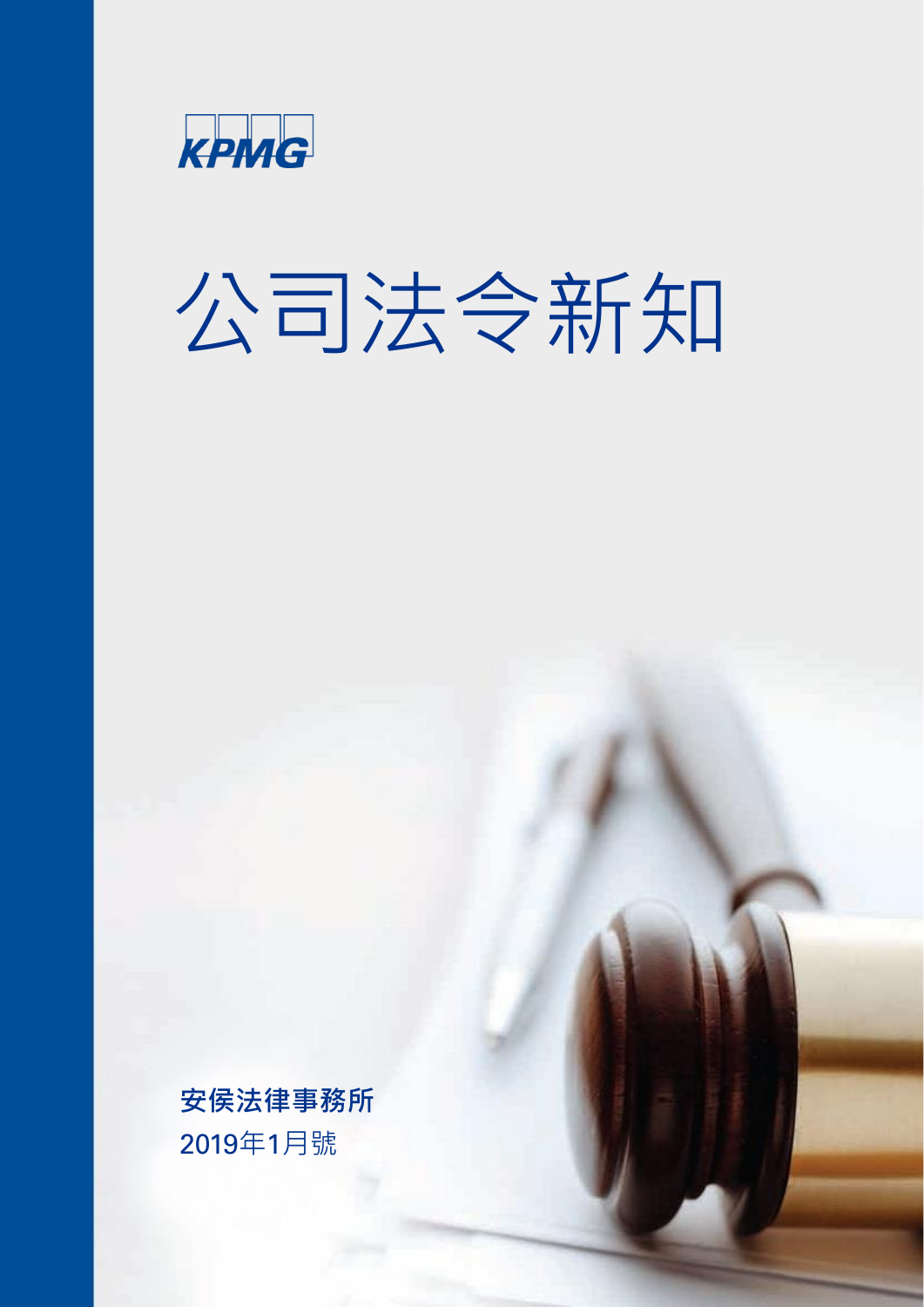KPMG

# 公司法令新知

安侯法律事務所

2019年1月號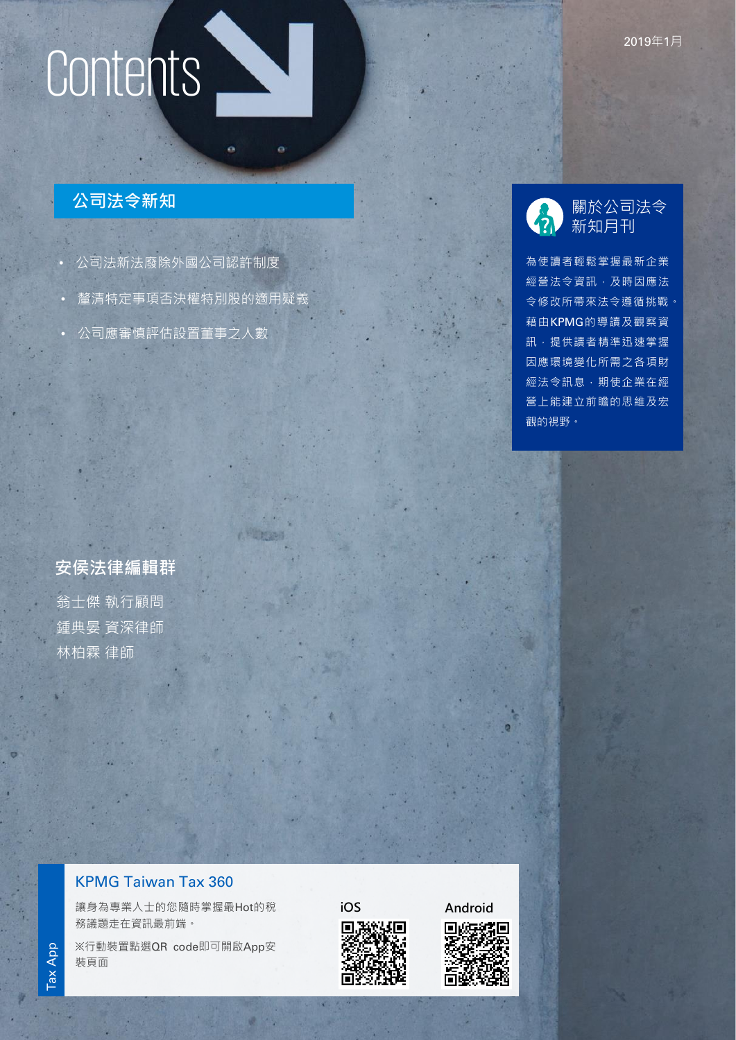# Contents

2019年1月

## 公司法令新知

- 公司法新法廢除外國公司認許制度
- 釐清特定事項否決權特別股的適用疑義
- 公司應審慎評估設置董事之人數

## 關於公司法令新知月刊

為使讀者輕鬆掌握最新企業經營法令資訊，及時因應法令修改所帶來法令遵循挑戰。藉由KPMG的導讀及觀察資訊，提供讀者精準迅速掌握因應環境變化所需之各項財經法令訊息，期使企業在經營上能建立前瞻的思維及宏觀的視野。

## 安侯法律編輯群

翁士傑 執行顧問
鍾典晏 資深律師
林柏霖 律師

## KPMG Taiwan Tax 360

Tax App

讓身為專業人士的您隨時掌握最Hot的稅務議題走在資訊最前端。

※行動裝置點選QR code即可開啟App安裝頁面

iOS

Android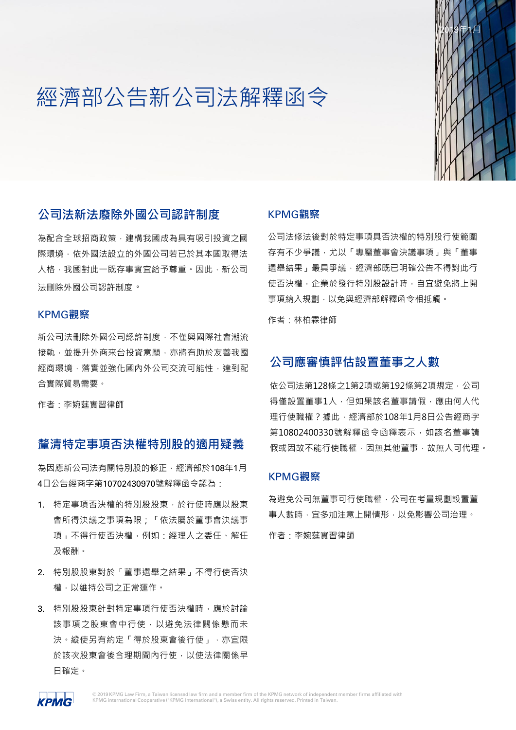2019年1月

# 經濟部公告新公司法解釋函令

## 公司法新法廢除外國公司認許制度

為配合全球招商政策，建構我國成為具有吸引投資之國際環境，依外國法設立的外國公司若已於其本國取得法人格，我國對此一既存事實宜給予尊重。因此，新公司法刪除外國公司認許制度。

### KPMG觀察

新公司法刪除外國公司認許制度，不僅與國際社會潮流接軌，並提升外商來台投資意願，亦將有助於友善我國經商環境，落實並強化國內外公司交流可能性，達到配合實際貿易需要。

作者：李婉莛實習律師

## 釐清特定事項否決權特別股的適用疑義

為因應新公司法有關特別股的修正，經濟部於108年1月4日公告經商字第10702430970號解釋函令認為：

1. 特定事項否決權的特別股股東，於行使時應以股東會所得決議之事項為限；「依法屬於董事會決議事項」不得行使否決權，例如：經理人之委任、解任及報酬。
2. 特別股股東對於「董事選舉之結果」不得行使否決權，以維持公司之正常運作。
3. 特別股股東針對特定事項行使否決權時，應於討論該事項之股東會中行使，以避免法律關係懸而未決。縱使另有約定「得於股東會後行使」，亦宜限於該次股東會後合理期間內行使，以使法律關係早日確定。

### KPMG觀察

公司法修法後對於特定事項具否決權的特別股行使範圍存有不少爭議，尤以「專屬董事會決議事項」與「董事選舉結果」最具爭議，經濟部既已明確公告不得對此行使否決權，企業於發行特別股設計時，自宜避免將上開事項納入規劃，以免與經濟部解釋函令相抵觸。

作者：林柏霖律師

## 公司應審慎評估設置董事之人數

依公司法第128條之1第2項或第192條第2項規定，公司得僅設置董事1人，但如果該名董事請假，應由何人代理行使職權？據此，經濟部於108年1月8日公告經商字第10802400330號解釋函令函釋表示，如該名董事請假或因故不能行使職權，因無其他董事，故無人可代理。

### KPMG觀察

為避免公司無董事可行使職權，公司在考量規劃設置董事人數時，宜多加注意上開情形，以免影響公司治理。

作者：李婉莛實習律師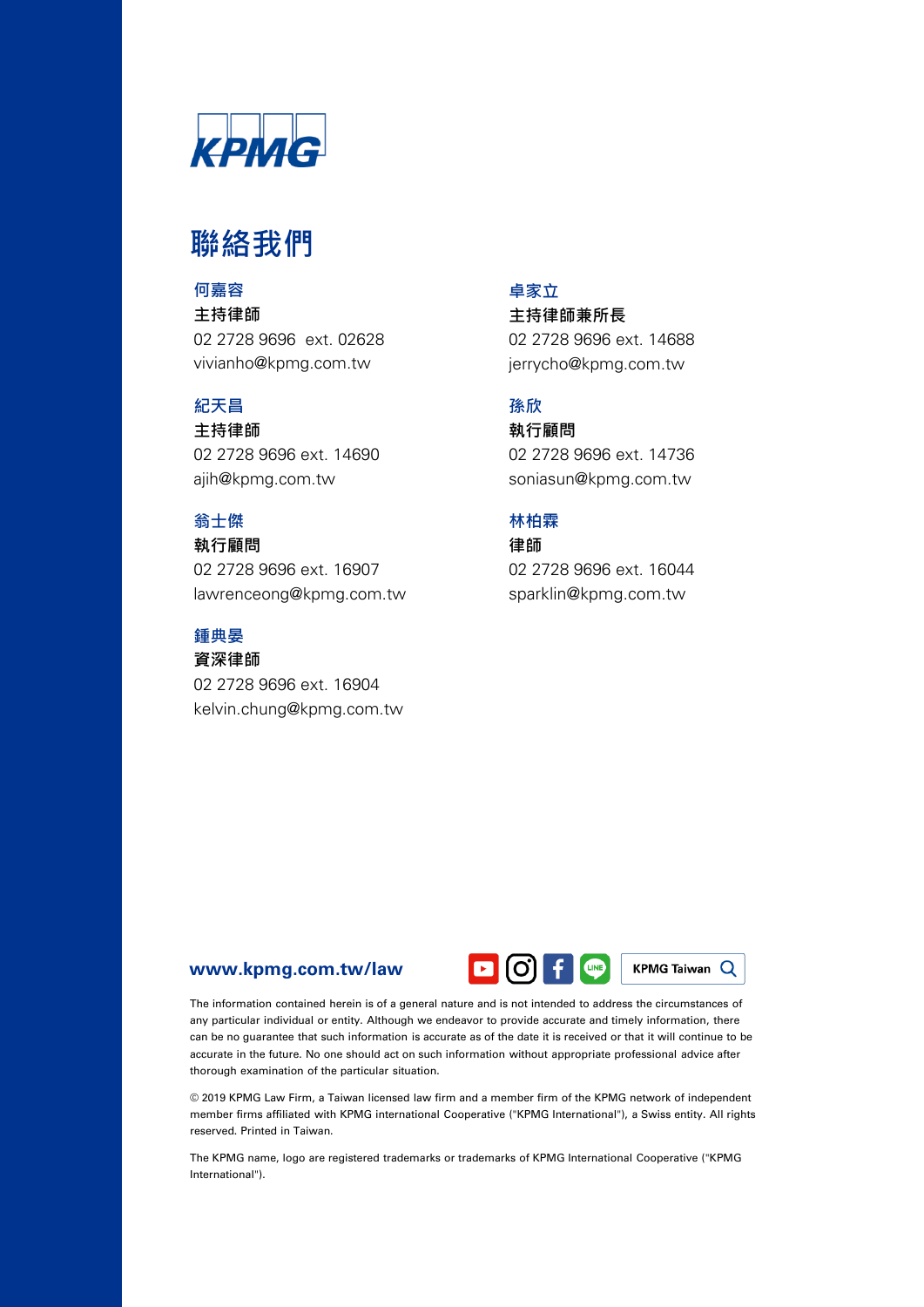KPMG

# 聯絡我們

**何嘉容**
**主持律師**
02 2728 9696  ext. 02628
vivianho@kpmg.com.tw

**紀天昌**
**主持律師**
02 2728 9696 ext. 14690
ajih@kpmg.com.tw

**翁士傑**
**執行顧問**
02 2728 9696 ext. 16907
lawrenceong@kpmg.com.tw

**鍾典晏**
**資深律師**
02 2728 9696 ext. 16904
kelvin.chung@kpmg.com.tw

**卓家立**
**主持律師兼所長**
02 2728 9696 ext. 14688
jerrycho@kpmg.com.tw

**孫欣**
**執行顧問**
02 2728 9696 ext. 14736
soniasun@kpmg.com.tw

**林柏霖**
**律師**
02 2728 9696 ext. 16044
sparklin@kpmg.com.tw

**www.kpmg.com.tw/law**

KPMG Taiwan

The information contained herein is of a general nature and is not intended to address the circumstances of any particular individual or entity. Although we endeavor to provide accurate and timely information, there can be no guarantee that such information is accurate as of the date it is received or that it will continue to be accurate in the future. No one should act on such information without appropriate professional advice after thorough examination of the particular situation.

© 2019 KPMG Law Firm, a Taiwan licensed law firm and a member firm of the KPMG network of independent member firms affiliated with KPMG international Cooperative ("KPMG International"), a Swiss entity. All rights reserved. Printed in Taiwan.

The KPMG name, logo are registered trademarks or trademarks of KPMG International Cooperative ("KPMG International").